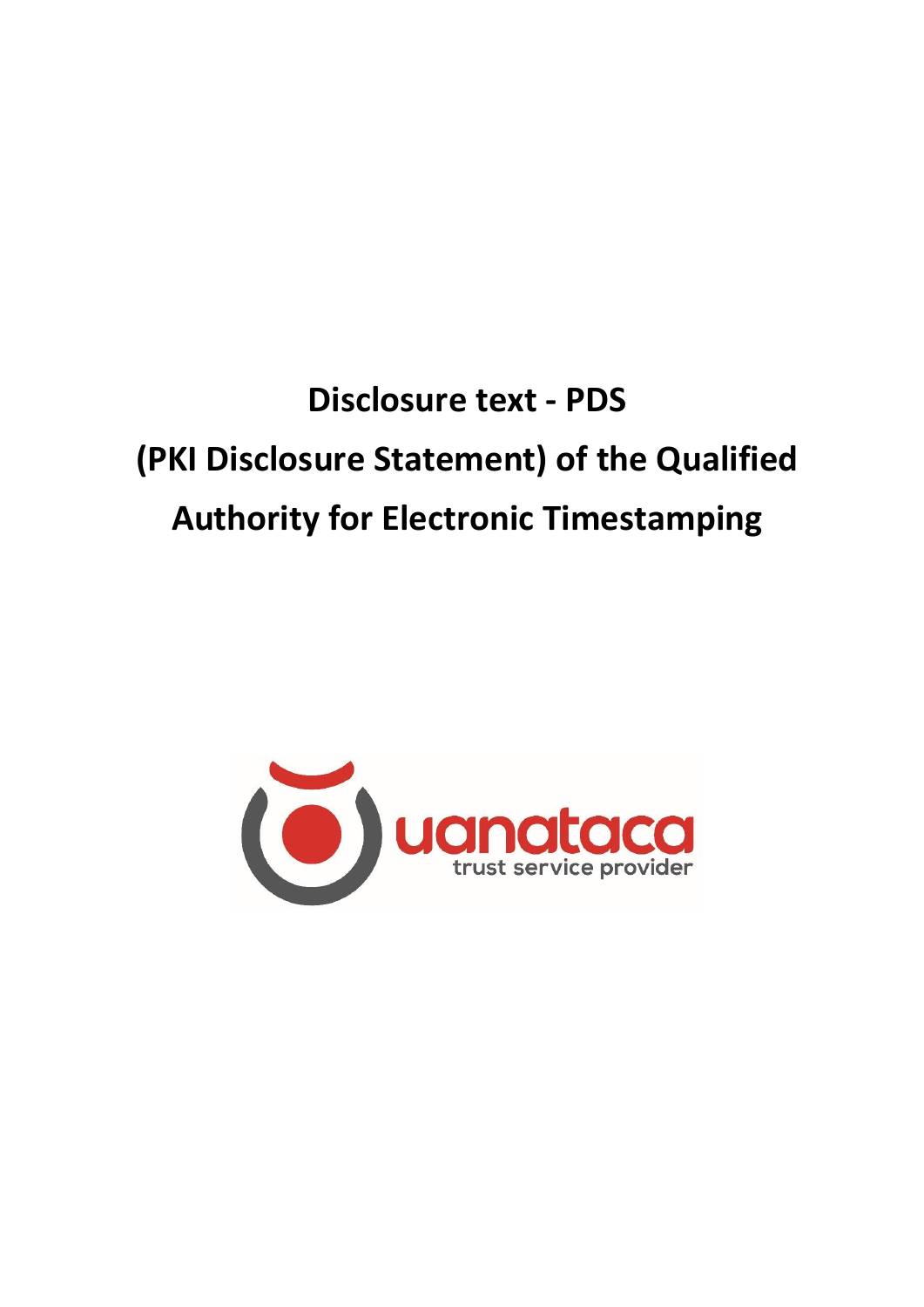# Disclosure text - PDS (PKI Disclosure Statement) of the Qualified Authority for Electronic Timestamping

uanataca

trust service provider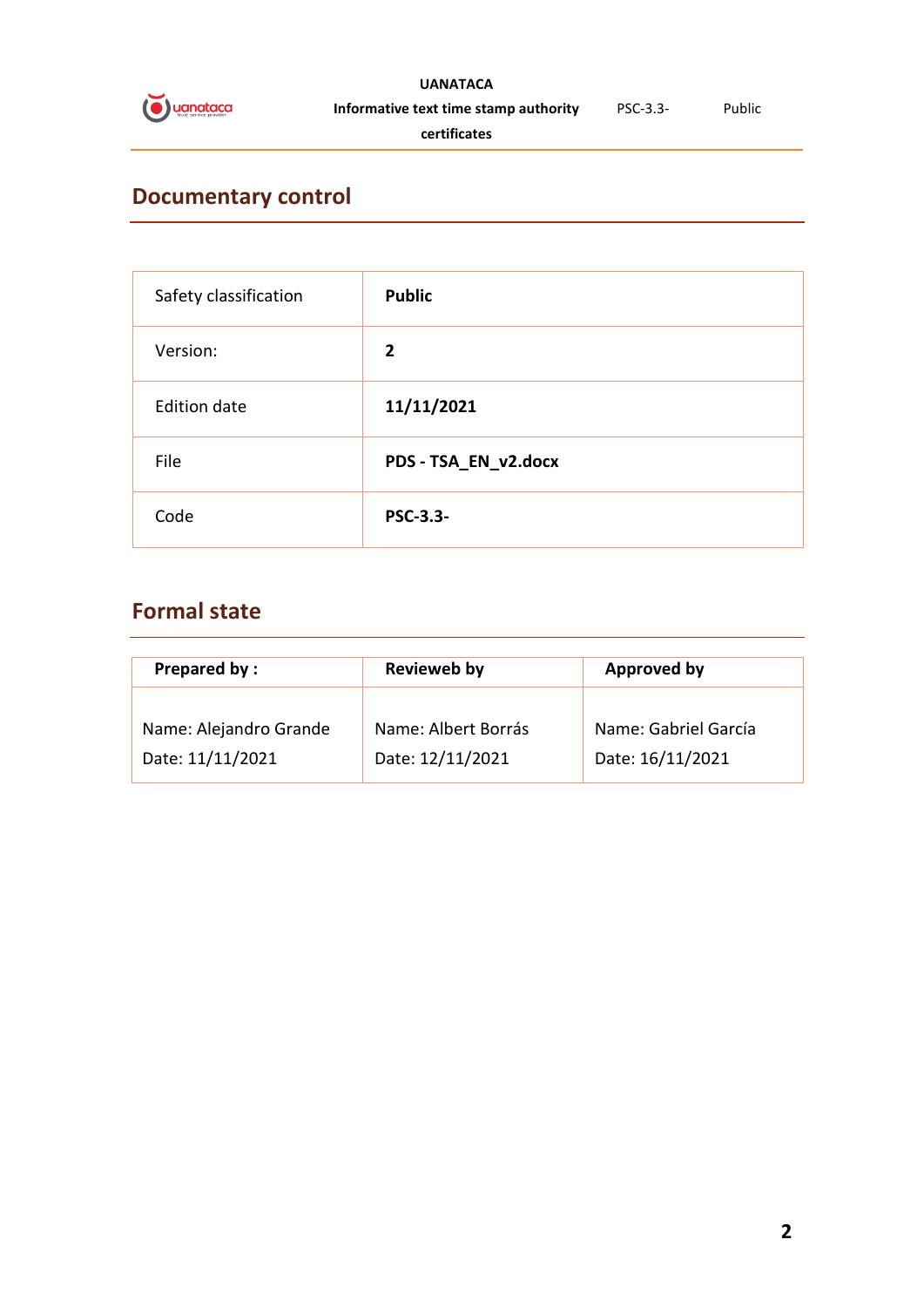## Documentary control

| Safety classification | **Public** |
|---|---|
| Version: | **2** |
| Edition date | **11/11/2021** |
| File | **PDS - TSA_EN_v2.docx** |
| Code | **PSC-3.3-** |

## Formal state

| **Prepared by :** | **Revieweb by** | **Approved by** |
|---|---|---|
| Name: Alejandro Grande<br>Date: 11/11/2021 | Name: Albert Borrás<br>Date: 12/11/2021 | Name: Gabriel García<br>Date: 16/11/2021 |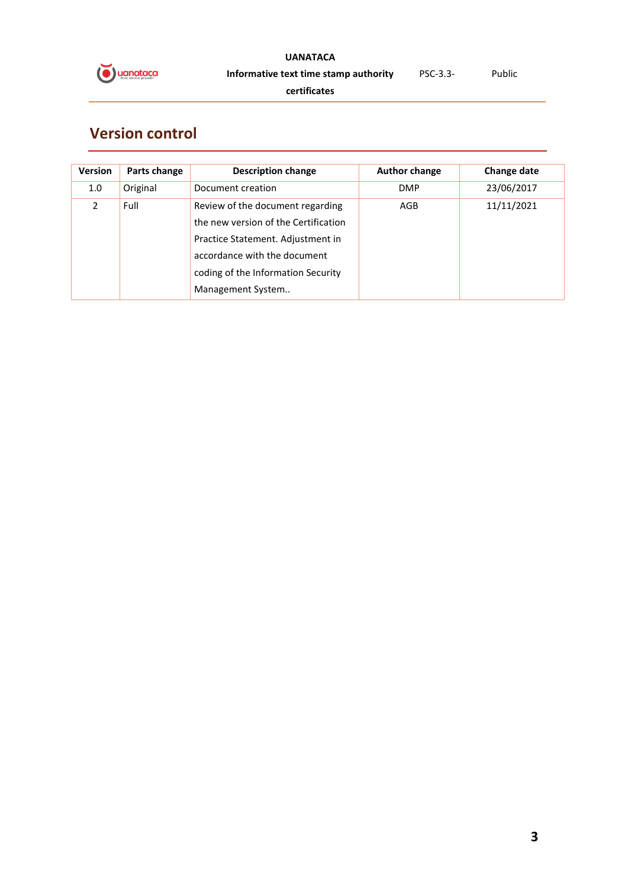## Version control

| Version | Parts change | Description change | Author change | Change date |
|---|---|---|---|---|
| 1.0 | Original | Document creation | DMP | 23/06/2017 |
| 2 | Full | Review of the document regarding the new version of the Certification Practice Statement. Adjustment in accordance with the document coding of the Information Security Management System.. | AGB | 11/11/2021 |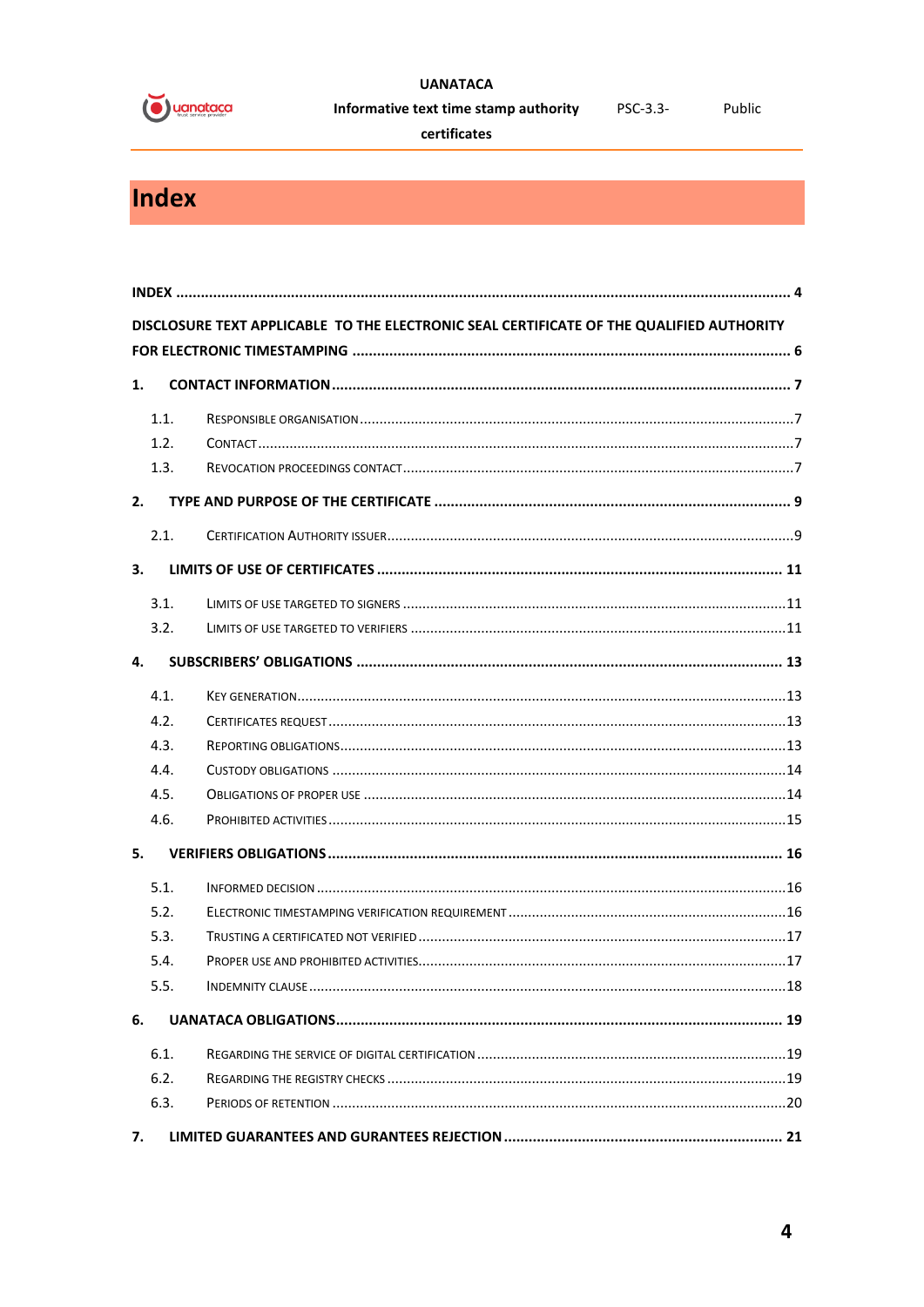# Index

INDEX .......... 4

DISCLOSURE TEXT APPLICABLE TO THE ELECTRONIC SEAL CERTIFICATE OF THE QUALIFIED AUTHORITY FOR ELECTRONIC TIMESTAMPING .......... 6

1. CONTACT INFORMATION .......... 7
   - 1.1. Responsible organisation .......... 7
   - 1.2. Contact .......... 7
   - 1.3. Revocation proceedings contact .......... 7

2. TYPE AND PURPOSE OF THE CERTIFICATE .......... 9
   - 2.1. Certification Authority issuer .......... 9

3. LIMITS OF USE OF CERTIFICATES .......... 11
   - 3.1. Limits of use targeted to signers .......... 11
   - 3.2. Limits of use targeted to verifiers .......... 11

4. SUBSCRIBERS' OBLIGATIONS .......... 13
   - 4.1. Key generation .......... 13
   - 4.2. Certificates request .......... 13
   - 4.3. Reporting obligations .......... 13
   - 4.4. Custody obligations .......... 14
   - 4.5. Obligations of proper use .......... 14
   - 4.6. Prohibited activities .......... 15

5. VERIFIERS OBLIGATIONS .......... 16
   - 5.1. Informed decision .......... 16
   - 5.2. Electronic timestamping verification requirement .......... 16
   - 5.3. Trusting a certificated not verified .......... 17
   - 5.4. Proper use and prohibited activities .......... 17
   - 5.5. Indemnity clause .......... 18

6. UANATACA OBLIGATIONS .......... 19
   - 6.1. Regarding the service of digital certification .......... 19
   - 6.2. Regarding the registry checks .......... 19
   - 6.3. Periods of retention .......... 20

7. LIMITED GUARANTEES AND GURANTEES REJECTION .......... 21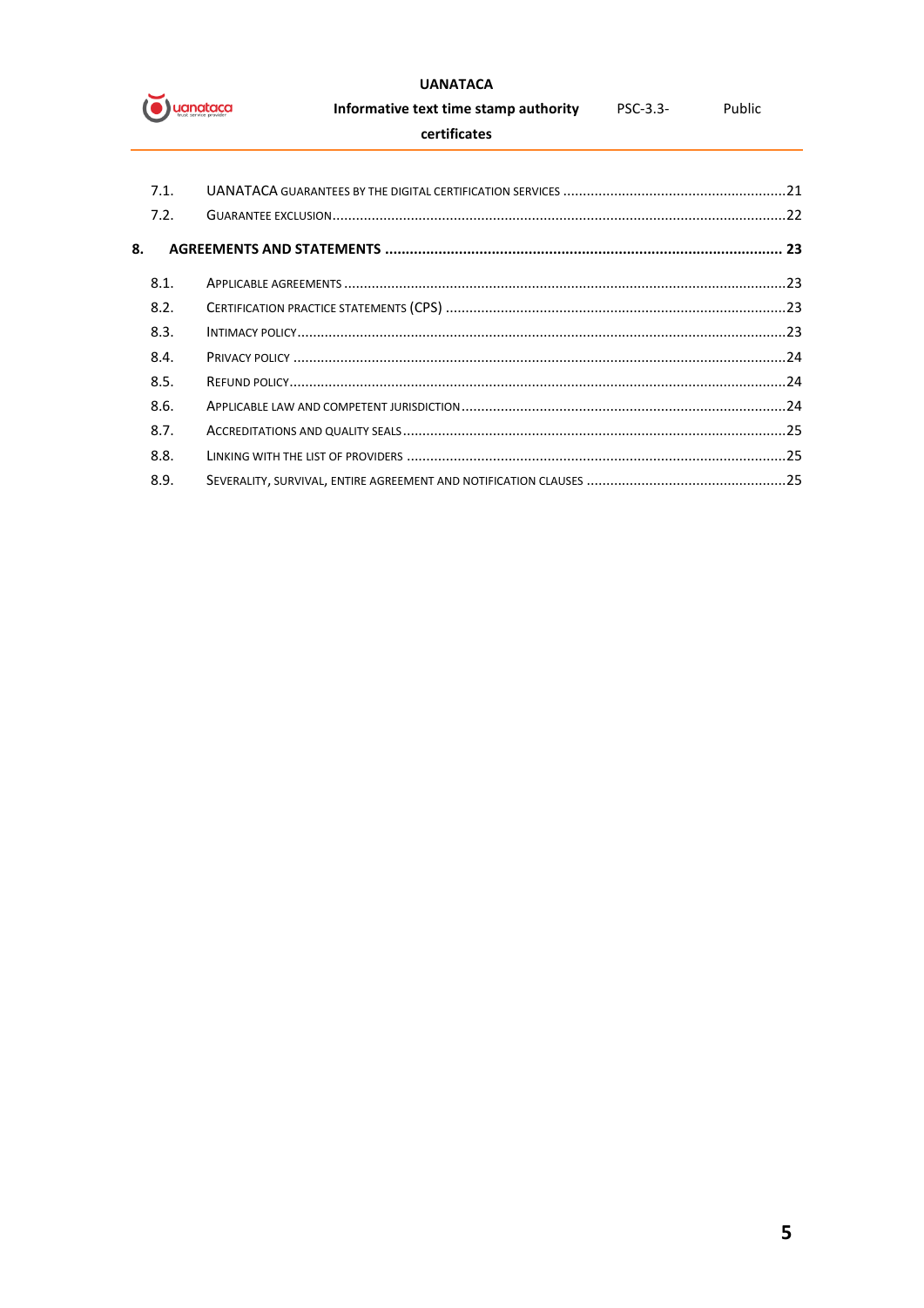7.1. UANATACA GUARANTEES BY THE DIGITAL CERTIFICATION SERVICES ....................21

7.2. GUARANTEE EXCLUSION ....................22

**8. AGREEMENTS AND STATEMENTS .................... 23**

8.1. APPLICABLE AGREEMENTS ....................23

8.2. CERTIFICATION PRACTICE STATEMENTS (CPS) ....................23

8.3. INTIMACY POLICY ....................23

8.4. PRIVACY POLICY ....................24

8.5. REFUND POLICY ....................24

8.6. APPLICABLE LAW AND COMPETENT JURISDICTION ....................24

8.7. ACCREDITATIONS AND QUALITY SEALS ....................25

8.8. LINKING WITH THE LIST OF PROVIDERS ....................25

8.9. SEVERALITY, SURVIVAL, ENTIRE AGREEMENT AND NOTIFICATION CLAUSES ....................25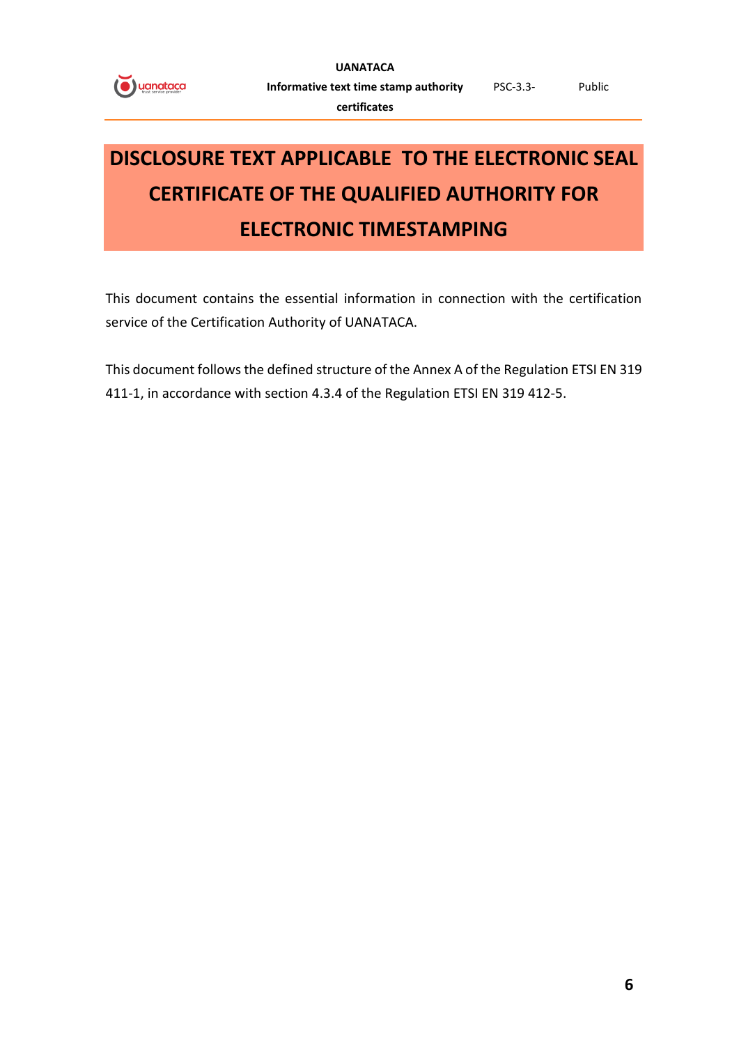# DISCLOSURE TEXT APPLICABLE TO THE ELECTRONIC SEAL CERTIFICATE OF THE QUALIFIED AUTHORITY FOR ELECTRONIC TIMESTAMPING

This document contains the essential information in connection with the certification service of the Certification Authority of UANATACA.

This document follows the defined structure of the Annex A of the Regulation ETSI EN 319 411-1, in accordance with section 4.3.4 of the Regulation ETSI EN 319 412-5.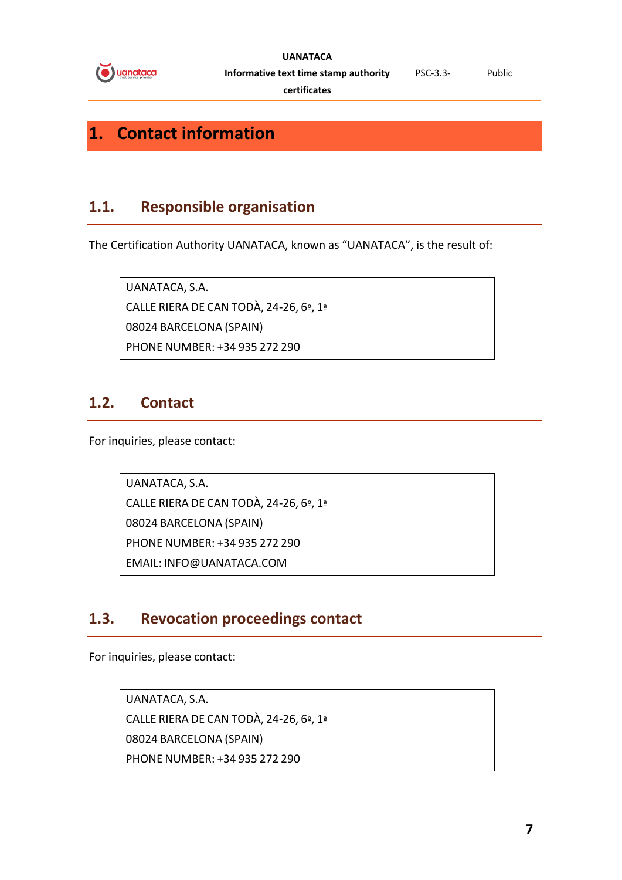# 1. Contact information

## 1.1. Responsible organisation

The Certification Authority UANATACA, known as “UANATACA”, is the result of:

UANATACA, S.A.
CALLE RIERA DE CAN TODÀ, 24-26, 6º, 1ª
08024 BARCELONA (SPAIN)
PHONE NUMBER: +34 935 272 290

## 1.2. Contact

For inquiries, please contact:

UANATACA, S.A.
CALLE RIERA DE CAN TODÀ, 24-26, 6º, 1ª
08024 BARCELONA (SPAIN)
PHONE NUMBER: +34 935 272 290
EMAIL: INFO@UANATACA.COM

## 1.3. Revocation proceedings contact

For inquiries, please contact:

UANATACA, S.A.
CALLE RIERA DE CAN TODÀ, 24-26, 6º, 1ª
08024 BARCELONA (SPAIN)
PHONE NUMBER: +34 935 272 290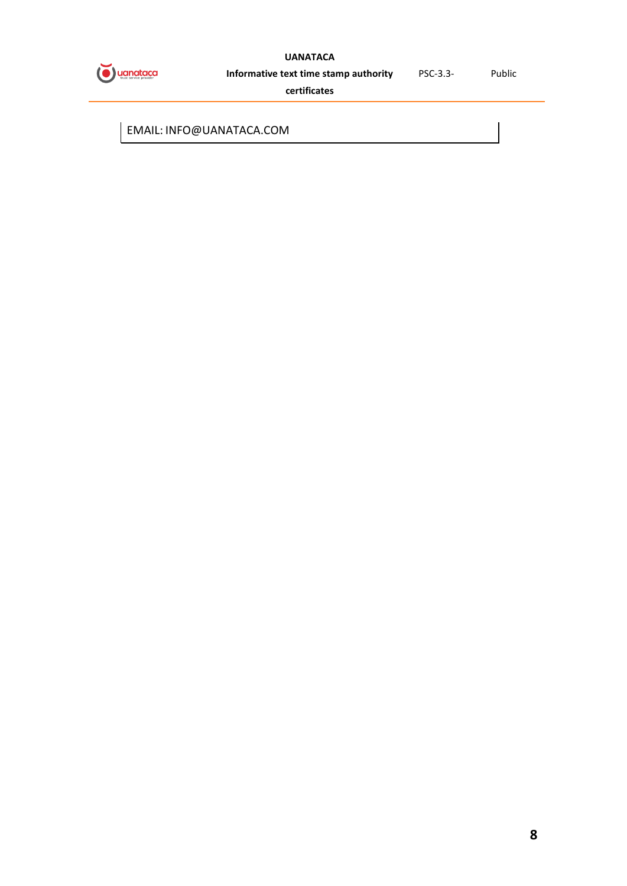| EMAIL: INFO@UANATACA.COM |
|---|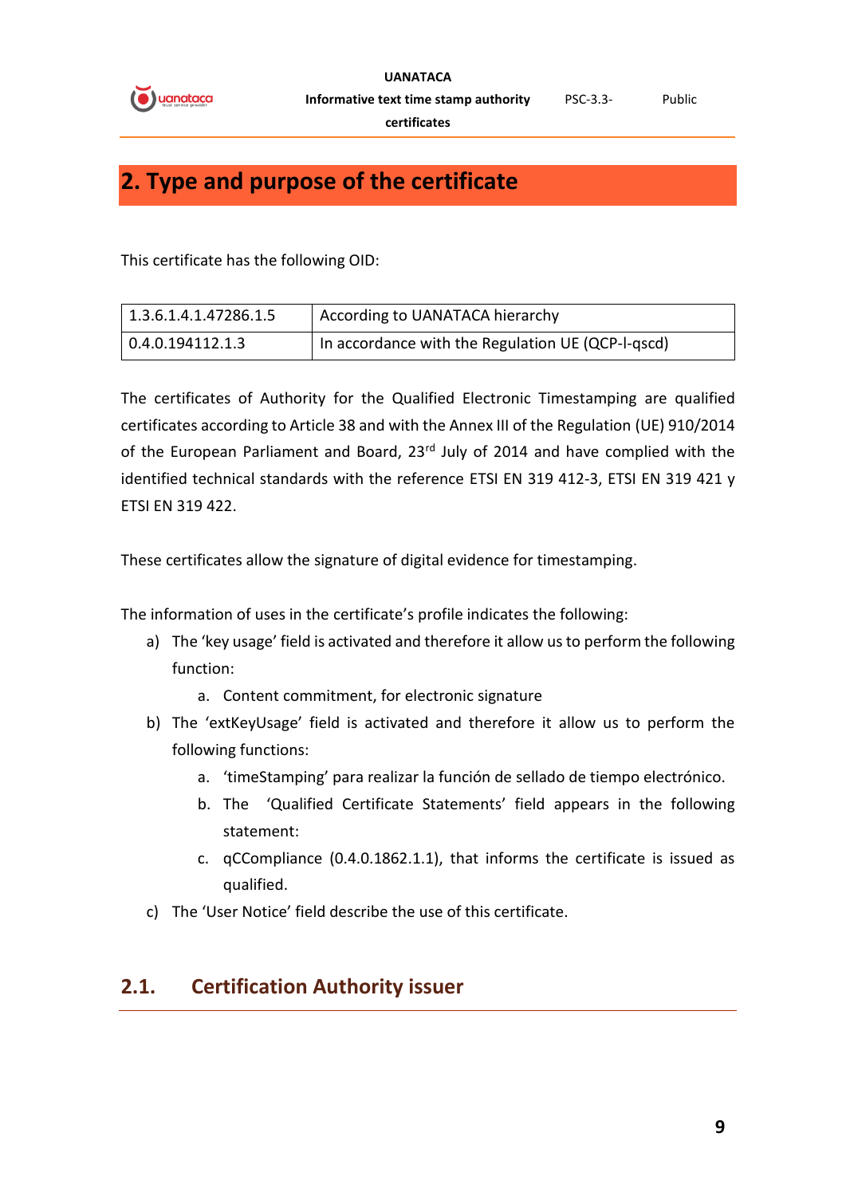## 2. Type and purpose of the certificate

This certificate has the following OID:

| 1.3.6.1.4.1.47286.1.5 | According to UANATACA hierarchy |
|---|---|
| 0.4.0.194112.1.3 | In accordance with the Regulation UE (QCP-l-qscd) |

The certificates of Authority for the Qualified Electronic Timestamping are qualified certificates according to Article 38 and with the Annex III of the Regulation (UE) 910/2014 of the European Parliament and Board, 23rd July of 2014 and have complied with the identified technical standards with the reference ETSI EN 319 412-3, ETSI EN 319 421 y ETSI EN 319 422.

These certificates allow the signature of digital evidence for timestamping.

The information of uses in the certificate's profile indicates the following:

a) The 'key usage' field is activated and therefore it allow us to perform the following function:
   a. Content commitment, for electronic signature
b) The 'extKeyUsage' field is activated and therefore it allow us to perform the following functions:
   a. 'timeStamping' para realizar la función de sellado de tiempo electrónico.
   b. The 'Qualified Certificate Statements' field appears in the following statement:
   c. qCCompliance (0.4.0.1862.1.1), that informs the certificate is issued as qualified.
c) The 'User Notice' field describe the use of this certificate.

### 2.1. Certification Authority issuer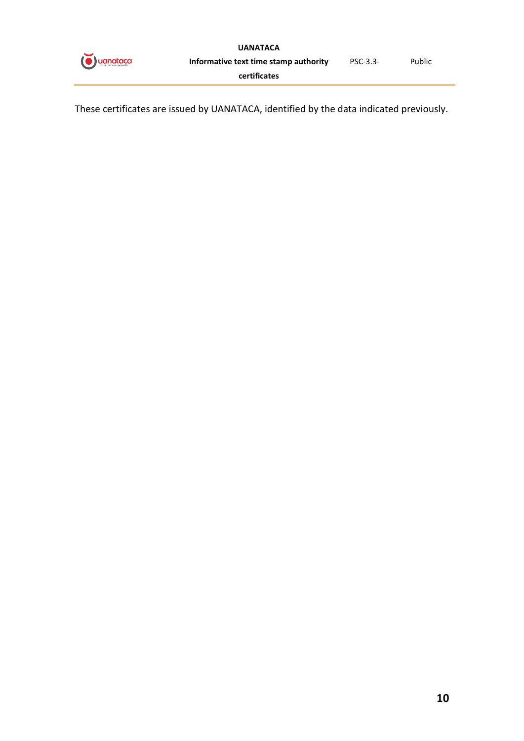These certificates are issued by UANATACA, identified by the data indicated previously.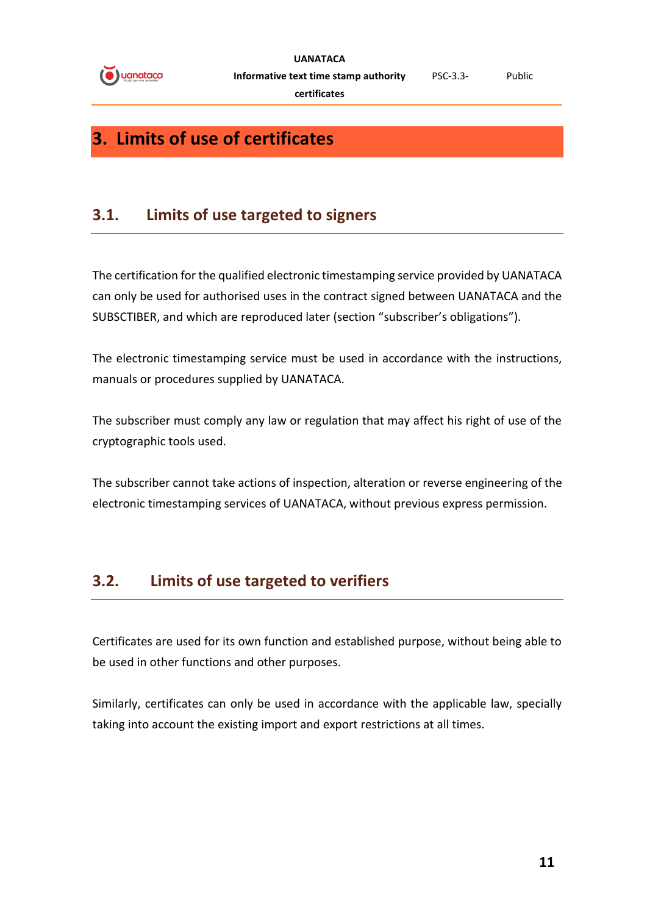# 3. Limits of use of certificates

## 3.1. Limits of use targeted to signers

The certification for the qualified electronic timestamping service provided by UANATACA can only be used for authorised uses in the contract signed between UANATACA and the SUBSCTIBER, and which are reproduced later (section "subscriber's obligations").

The electronic timestamping service must be used in accordance with the instructions, manuals or procedures supplied by UANATACA.

The subscriber must comply any law or regulation that may affect his right of use of the cryptographic tools used.

The subscriber cannot take actions of inspection, alteration or reverse engineering of the electronic timestamping services of UANATACA, without previous express permission.

## 3.2. Limits of use targeted to verifiers

Certificates are used for its own function and established purpose, without being able to be used in other functions and other purposes.

Similarly, certificates can only be used in accordance with the applicable law, specially taking into account the existing import and export restrictions at all times.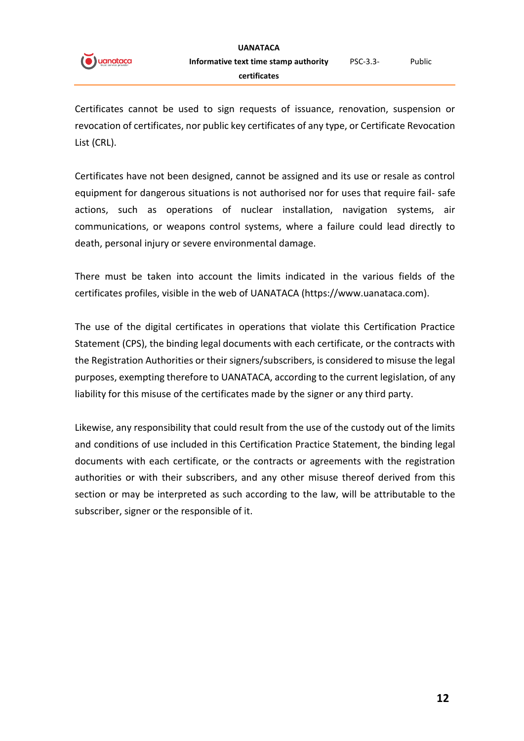Certificates cannot be used to sign requests of issuance, renovation, suspension or revocation of certificates, nor public key certificates of any type, or Certificate Revocation List (CRL).

Certificates have not been designed, cannot be assigned and its use or resale as control equipment for dangerous situations is not authorised nor for uses that require fail- safe actions, such as operations of nuclear installation, navigation systems, air communications, or weapons control systems, where a failure could lead directly to death, personal injury or severe environmental damage.

There must be taken into account the limits indicated in the various fields of the certificates profiles, visible in the web of UANATACA (https://www.uanataca.com).

The use of the digital certificates in operations that violate this Certification Practice Statement (CPS), the binding legal documents with each certificate, or the contracts with the Registration Authorities or their signers/subscribers, is considered to misuse the legal purposes, exempting therefore to UANATACA, according to the current legislation, of any liability for this misuse of the certificates made by the signer or any third party.

Likewise, any responsibility that could result from the use of the custody out of the limits and conditions of use included in this Certification Practice Statement, the binding legal documents with each certificate, or the contracts or agreements with the registration authorities or with their subscribers, and any other misuse thereof derived from this section or may be interpreted as such according to the law, will be attributable to the subscriber, signer or the responsible of it.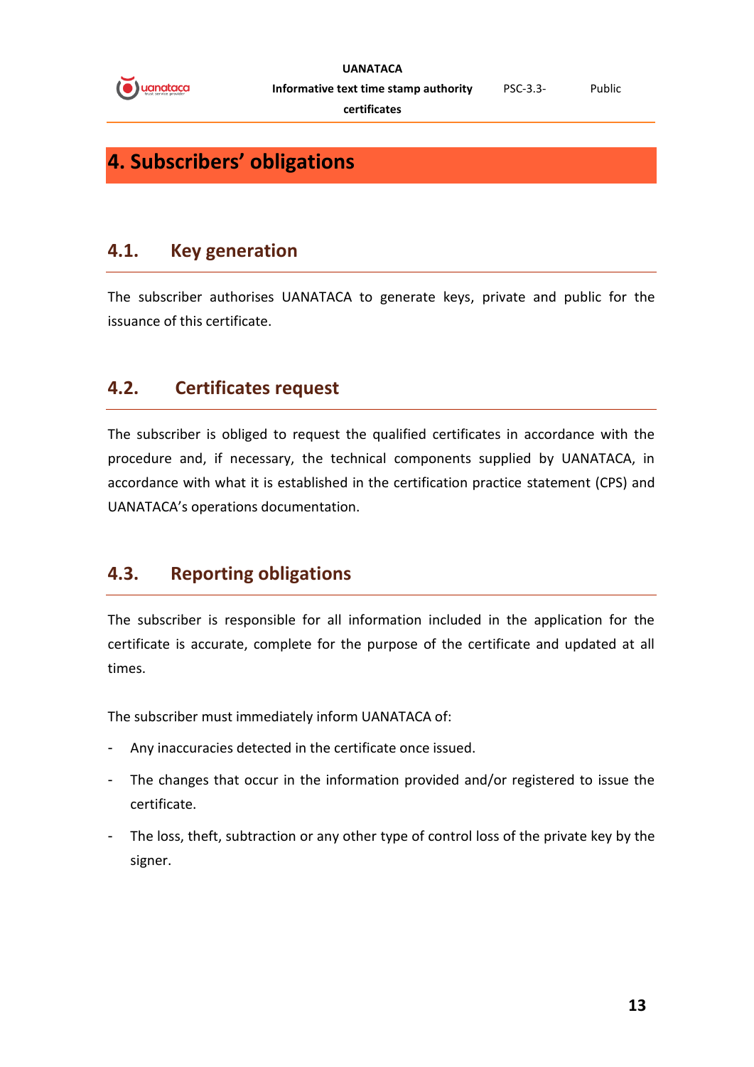# 4. Subscribers' obligations

## 4.1. Key generation

The subscriber authorises UANATACA to generate keys, private and public for the issuance of this certificate.

## 4.2. Certificates request

The subscriber is obliged to request the qualified certificates in accordance with the procedure and, if necessary, the technical components supplied by UANATACA, in accordance with what it is established in the certification practice statement (CPS) and UANATACA's operations documentation.

## 4.3. Reporting obligations

The subscriber is responsible for all information included in the application for the certificate is accurate, complete for the purpose of the certificate and updated at all times.

The subscriber must immediately inform UANATACA of:

- Any inaccuracies detected in the certificate once issued.
- The changes that occur in the information provided and/or registered to issue the certificate.
- The loss, theft, subtraction or any other type of control loss of the private key by the signer.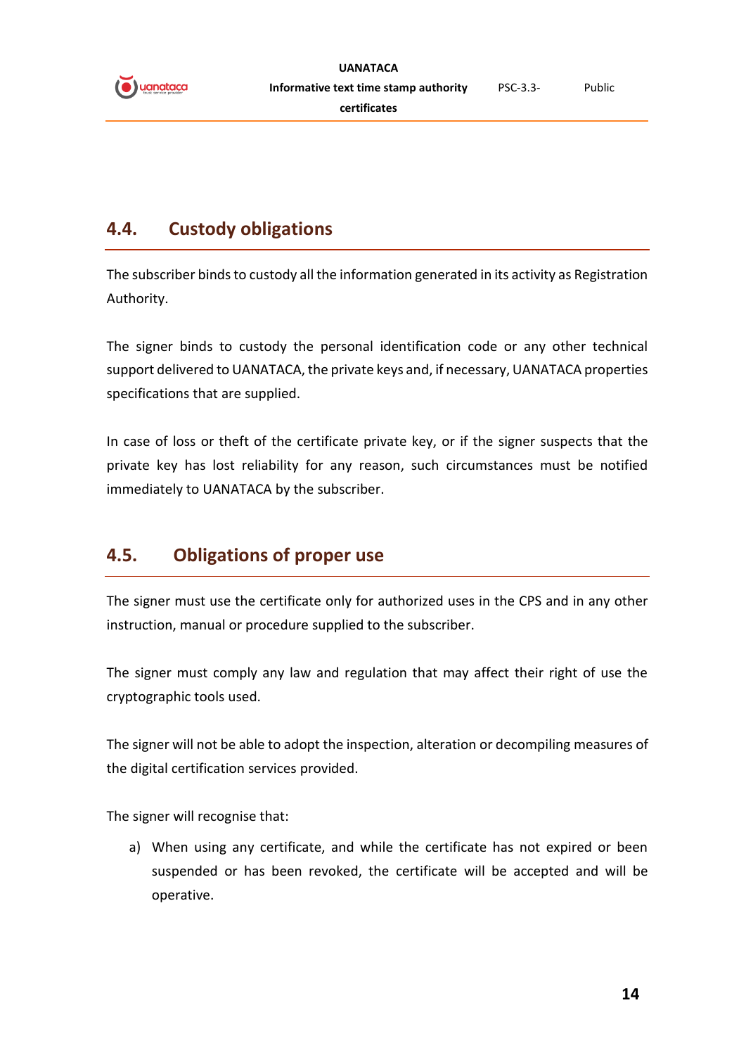## 4.4. Custody obligations

The subscriber binds to custody all the information generated in its activity as Registration Authority.

The signer binds to custody the personal identification code or any other technical support delivered to UANATACA, the private keys and, if necessary, UANATACA properties specifications that are supplied.

In case of loss or theft of the certificate private key, or if the signer suspects that the private key has lost reliability for any reason, such circumstances must be notified immediately to UANATACA by the subscriber.

## 4.5. Obligations of proper use

The signer must use the certificate only for authorized uses in the CPS and in any other instruction, manual or procedure supplied to the subscriber.

The signer must comply any law and regulation that may affect their right of use the cryptographic tools used.

The signer will not be able to adopt the inspection, alteration or decompiling measures of the digital certification services provided.

The signer will recognise that:

a) When using any certificate, and while the certificate has not expired or been suspended or has been revoked, the certificate will be accepted and will be operative.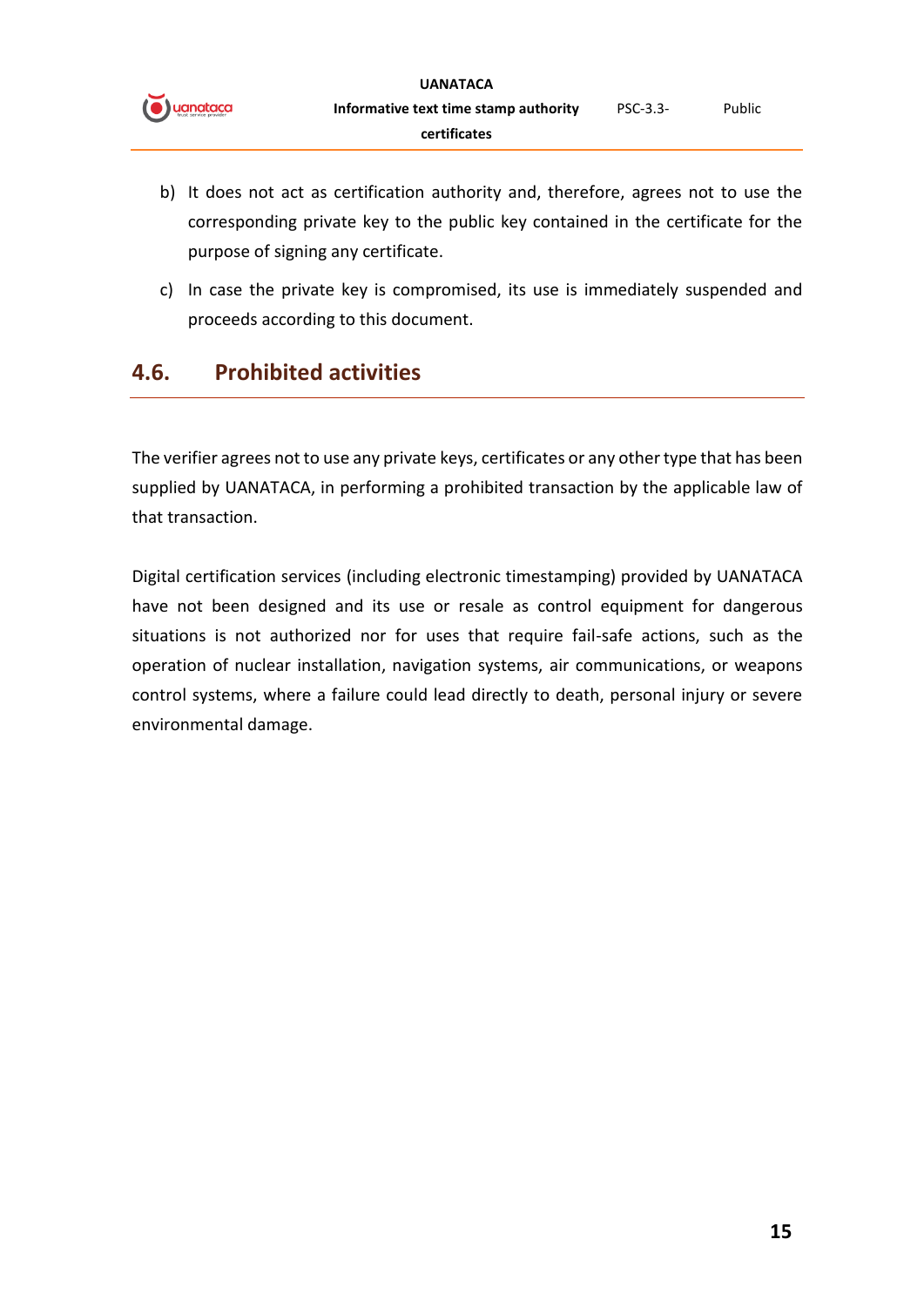b) It does not act as certification authority and, therefore, agrees not to use the corresponding private key to the public key contained in the certificate for the purpose of signing any certificate.

c) In case the private key is compromised, its use is immediately suspended and proceeds according to this document.

## 4.6. Prohibited activities

The verifier agrees not to use any private keys, certificates or any other type that has been supplied by UANATACA, in performing a prohibited transaction by the applicable law of that transaction.

Digital certification services (including electronic timestamping) provided by UANATACA have not been designed and its use or resale as control equipment for dangerous situations is not authorized nor for uses that require fail-safe actions, such as the operation of nuclear installation, navigation systems, air communications, or weapons control systems, where a failure could lead directly to death, personal injury or severe environmental damage.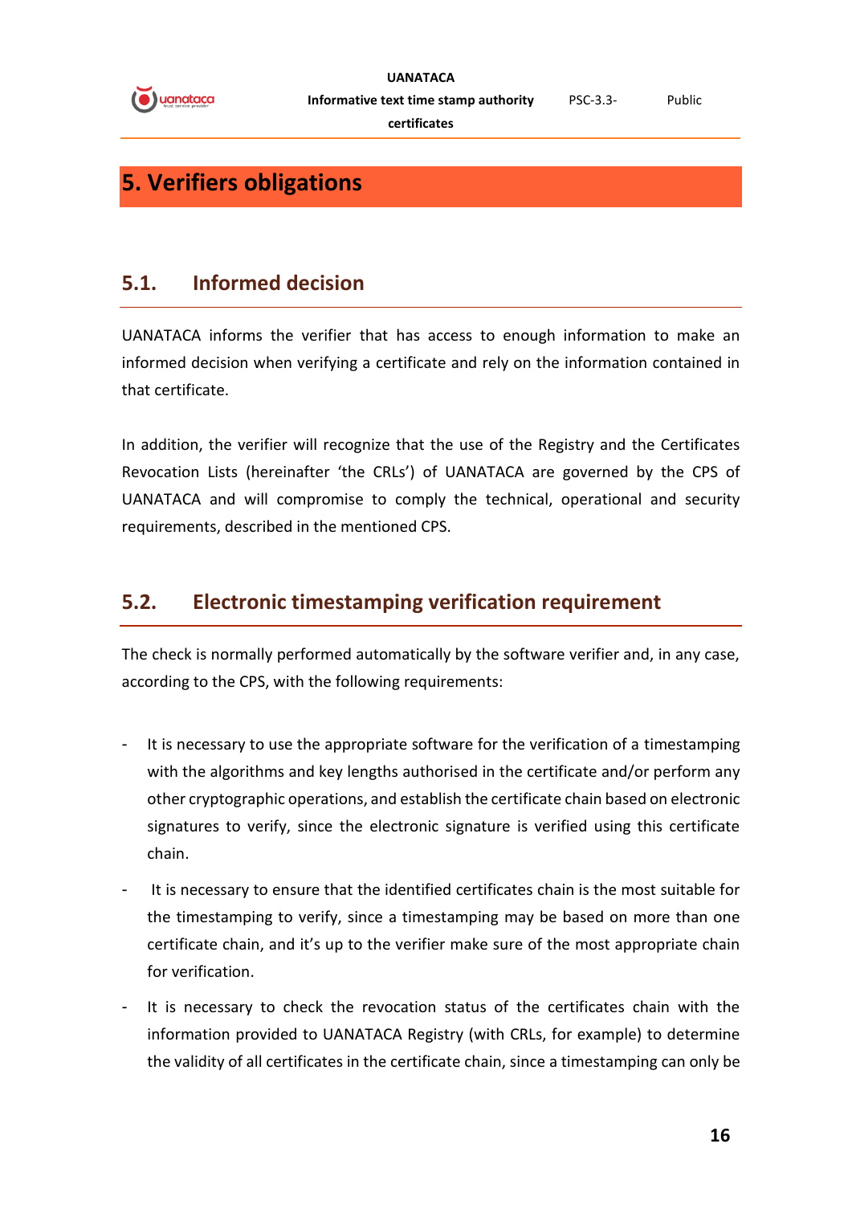# 5. Verifiers obligations

## 5.1. Informed decision

UANATACA informs the verifier that has access to enough information to make an informed decision when verifying a certificate and rely on the information contained in that certificate.

In addition, the verifier will recognize that the use of the Registry and the Certificates Revocation Lists (hereinafter 'the CRLs') of UANATACA are governed by the CPS of UANATACA and will compromise to comply the technical, operational and security requirements, described in the mentioned CPS.

## 5.2. Electronic timestamping verification requirement

The check is normally performed automatically by the software verifier and, in any case, according to the CPS, with the following requirements:

- It is necessary to use the appropriate software for the verification of a timestamping with the algorithms and key lengths authorised in the certificate and/or perform any other cryptographic operations, and establish the certificate chain based on electronic signatures to verify, since the electronic signature is verified using this certificate chain.
- It is necessary to ensure that the identified certificates chain is the most suitable for the timestamping to verify, since a timestamping may be based on more than one certificate chain, and it's up to the verifier make sure of the most appropriate chain for verification.
- It is necessary to check the revocation status of the certificates chain with the information provided to UANATACA Registry (with CRLs, for example) to determine the validity of all certificates in the certificate chain, since a timestamping can only be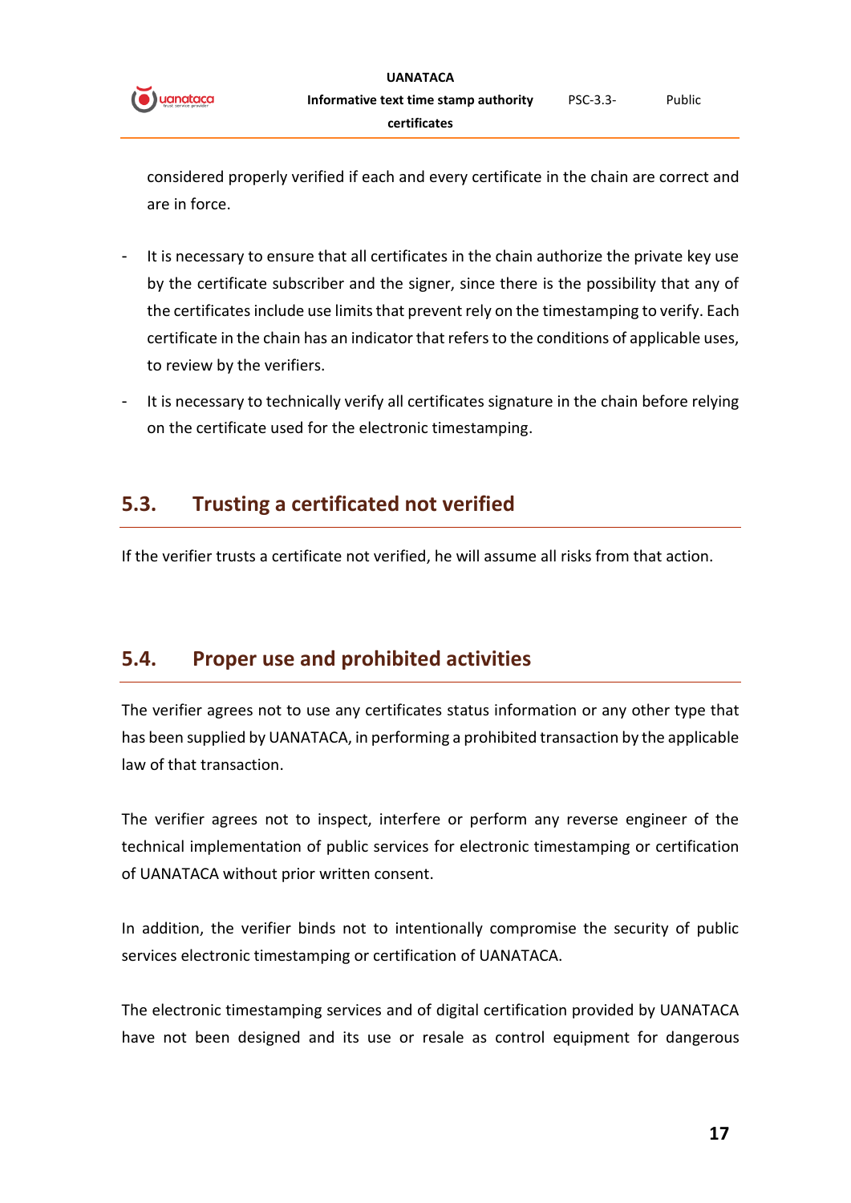considered properly verified if each and every certificate in the chain are correct and are in force.

- It is necessary to ensure that all certificates in the chain authorize the private key use by the certificate subscriber and the signer, since there is the possibility that any of the certificates include use limits that prevent rely on the timestamping to verify. Each certificate in the chain has an indicator that refers to the conditions of applicable uses, to review by the verifiers.
- It is necessary to technically verify all certificates signature in the chain before relying on the certificate used for the electronic timestamping.

## 5.3. Trusting a certificated not verified

If the verifier trusts a certificate not verified, he will assume all risks from that action.

## 5.4. Proper use and prohibited activities

The verifier agrees not to use any certificates status information or any other type that has been supplied by UANATACA, in performing a prohibited transaction by the applicable law of that transaction.

The verifier agrees not to inspect, interfere or perform any reverse engineer of the technical implementation of public services for electronic timestamping or certification of UANATACA without prior written consent.

In addition, the verifier binds not to intentionally compromise the security of public services electronic timestamping or certification of UANATACA.

The electronic timestamping services and of digital certification provided by UANATACA have not been designed and its use or resale as control equipment for dangerous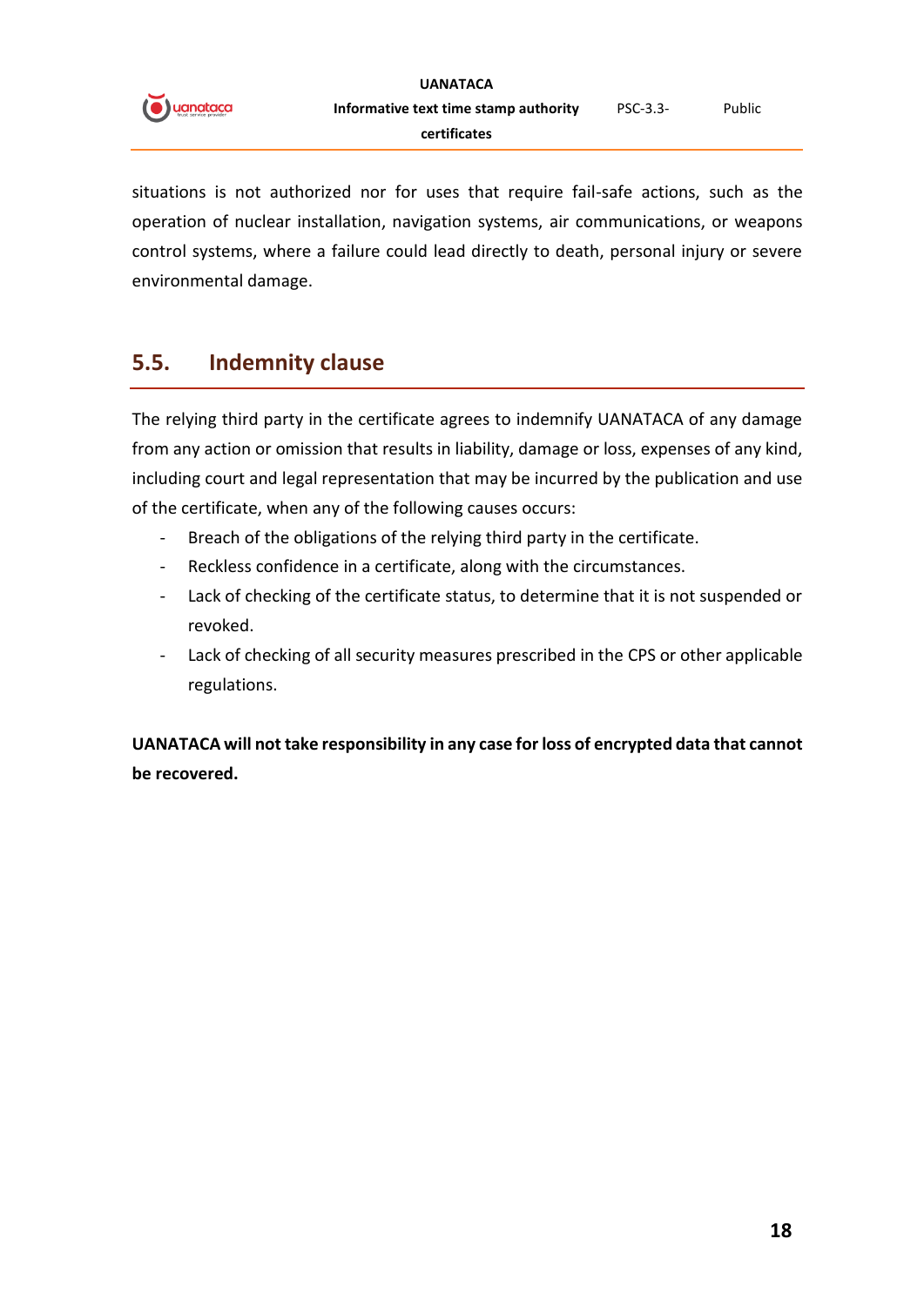situations is not authorized nor for uses that require fail-safe actions, such as the operation of nuclear installation, navigation systems, air communications, or weapons control systems, where a failure could lead directly to death, personal injury or severe environmental damage.

## 5.5. Indemnity clause

The relying third party in the certificate agrees to indemnify UANATACA of any damage from any action or omission that results in liability, damage or loss, expenses of any kind, including court and legal representation that may be incurred by the publication and use of the certificate, when any of the following causes occurs:

- Breach of the obligations of the relying third party in the certificate.
- Reckless confidence in a certificate, along with the circumstances.
- Lack of checking of the certificate status, to determine that it is not suspended or revoked.
- Lack of checking of all security measures prescribed in the CPS or other applicable regulations.

**UANATACA will not take responsibility in any case for loss of encrypted data that cannot be recovered.**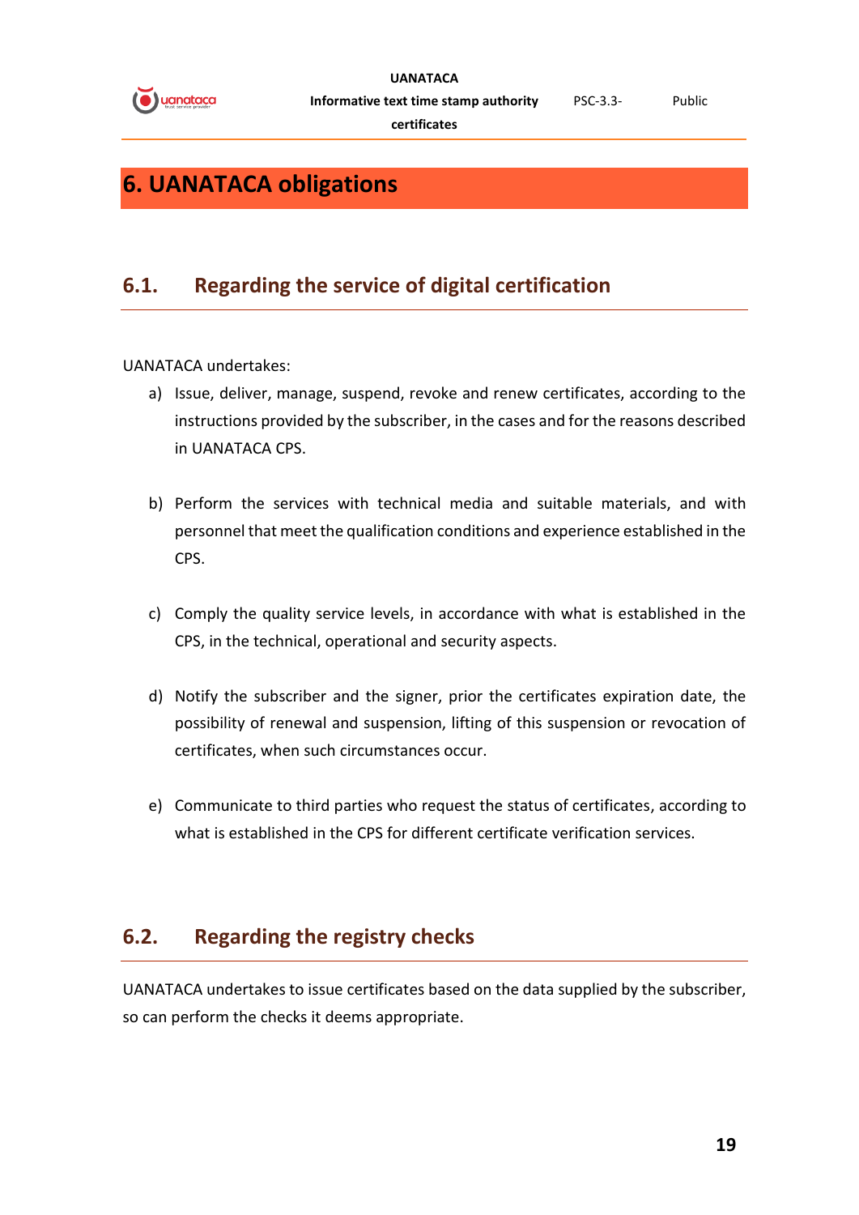# 6. UANATACA obligations

## 6.1. Regarding the service of digital certification

UANATACA undertakes:

a) Issue, deliver, manage, suspend, revoke and renew certificates, according to the instructions provided by the subscriber, in the cases and for the reasons described in UANATACA CPS.

b) Perform the services with technical media and suitable materials, and with personnel that meet the qualification conditions and experience established in the CPS.

c) Comply the quality service levels, in accordance with what is established in the CPS, in the technical, operational and security aspects.

d) Notify the subscriber and the signer, prior the certificates expiration date, the possibility of renewal and suspension, lifting of this suspension or revocation of certificates, when such circumstances occur.

e) Communicate to third parties who request the status of certificates, according to what is established in the CPS for different certificate verification services.

## 6.2. Regarding the registry checks

UANATACA undertakes to issue certificates based on the data supplied by the subscriber, so can perform the checks it deems appropriate.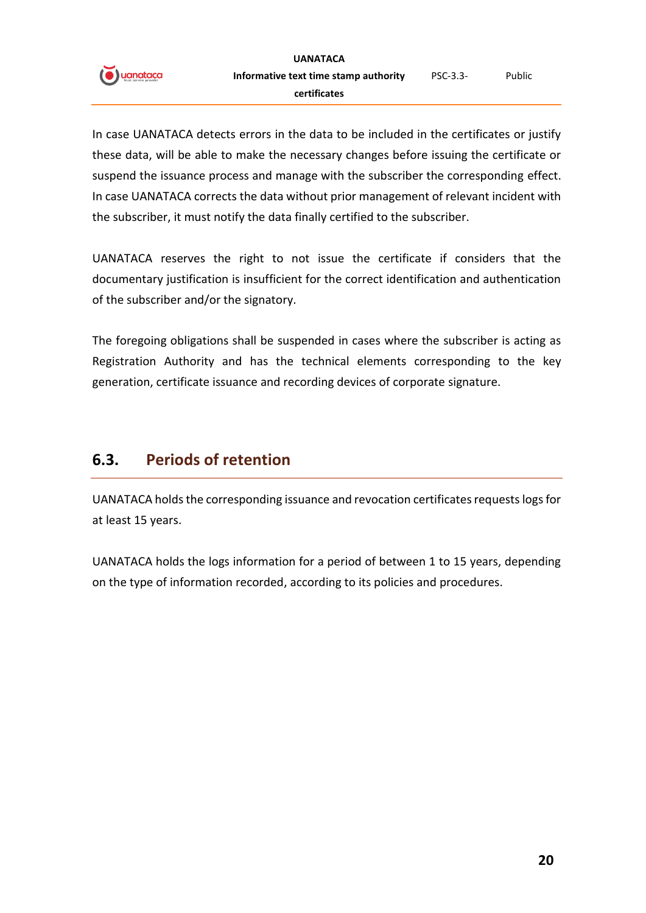In case UANATACA detects errors in the data to be included in the certificates or justify these data, will be able to make the necessary changes before issuing the certificate or suspend the issuance process and manage with the subscriber the corresponding effect. In case UANATACA corrects the data without prior management of relevant incident with the subscriber, it must notify the data finally certified to the subscriber.

UANATACA reserves the right to not issue the certificate if considers that the documentary justification is insufficient for the correct identification and authentication of the subscriber and/or the signatory.

The foregoing obligations shall be suspended in cases where the subscriber is acting as Registration Authority and has the technical elements corresponding to the key generation, certificate issuance and recording devices of corporate signature.

## 6.3. Periods of retention

UANATACA holds the corresponding issuance and revocation certificates requests logs for at least 15 years.

UANATACA holds the logs information for a period of between 1 to 15 years, depending on the type of information recorded, according to its policies and procedures.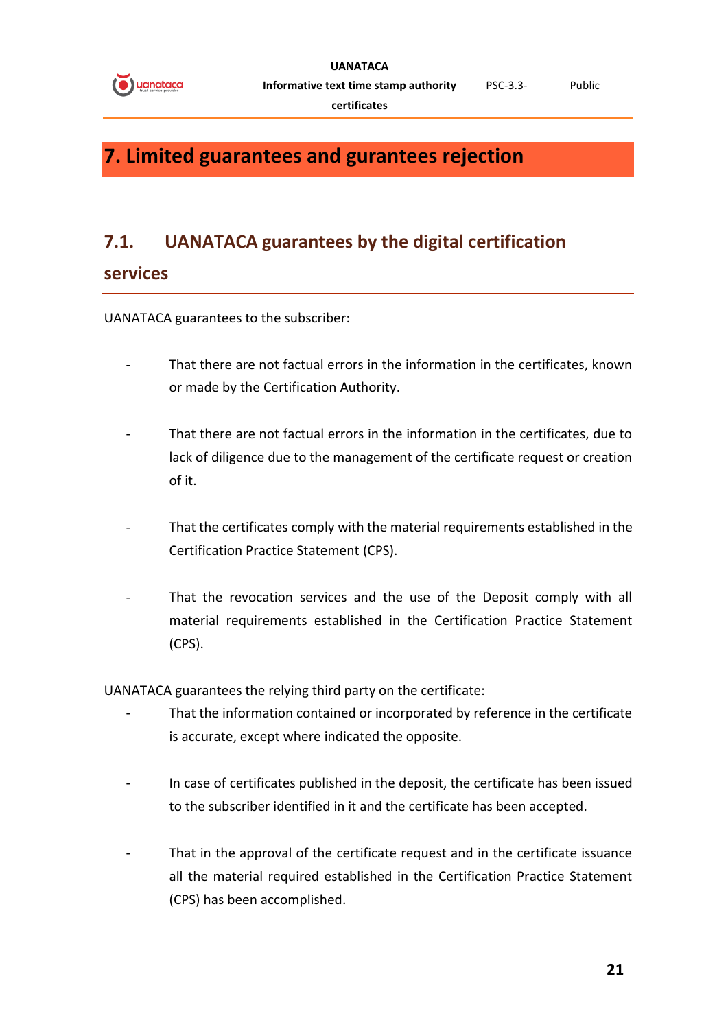# 7. Limited guarantees and gurantees rejection

## 7.1. UANATACA guarantees by the digital certification services

UANATACA guarantees to the subscriber:

- That there are not factual errors in the information in the certificates, known or made by the Certification Authority.

- That there are not factual errors in the information in the certificates, due to lack of diligence due to the management of the certificate request or creation of it.

- That the certificates comply with the material requirements established in the Certification Practice Statement (CPS).

- That the revocation services and the use of the Deposit comply with all material requirements established in the Certification Practice Statement (CPS).

UANATACA guarantees the relying third party on the certificate:

- That the information contained or incorporated by reference in the certificate is accurate, except where indicated the opposite.

- In case of certificates published in the deposit, the certificate has been issued to the subscriber identified in it and the certificate has been accepted.

- That in the approval of the certificate request and in the certificate issuance all the material required established in the Certification Practice Statement (CPS) has been accomplished.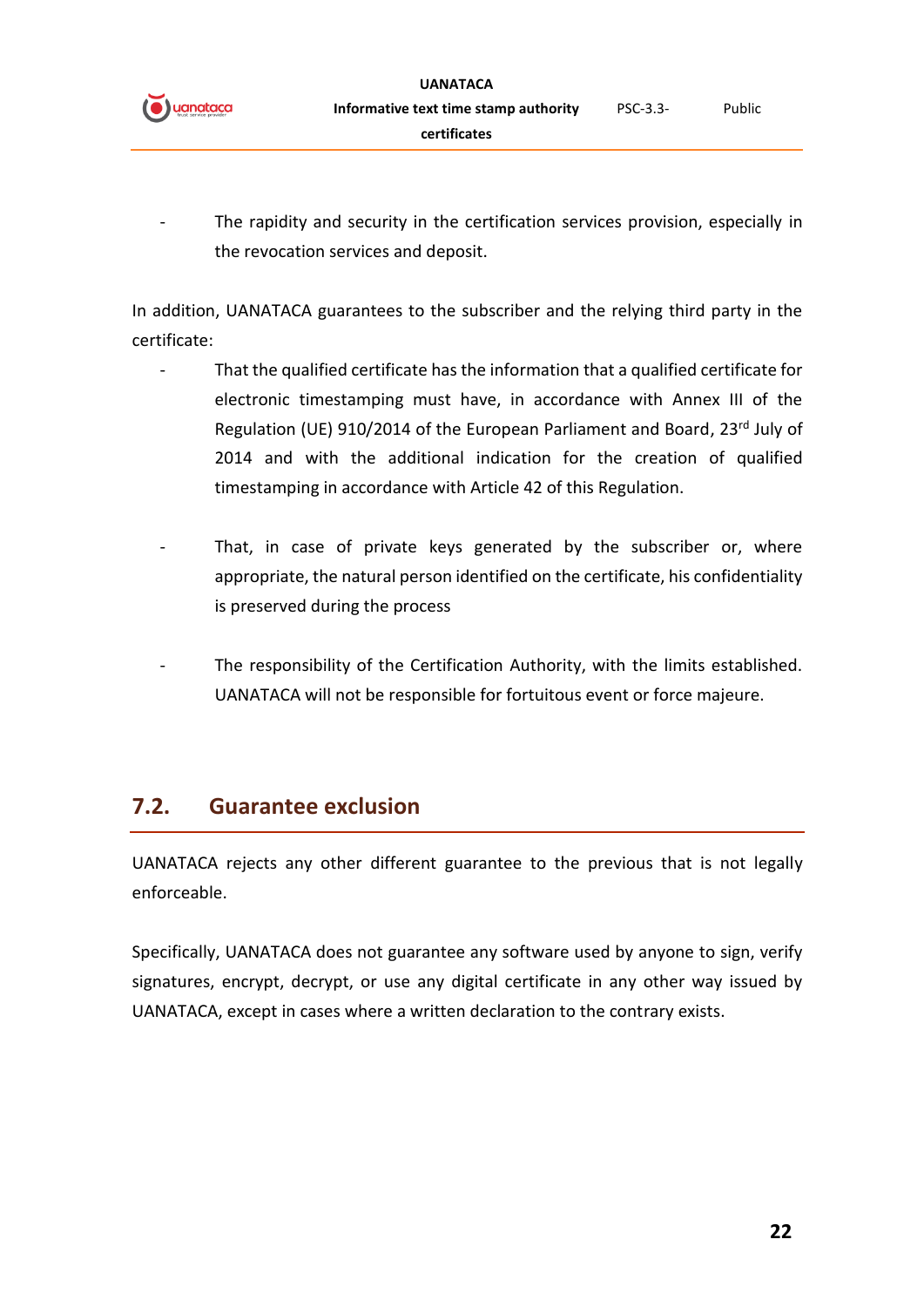- The rapidity and security in the certification services provision, especially in the revocation services and deposit.

In addition, UANATACA guarantees to the subscriber and the relying third party in the certificate:

- That the qualified certificate has the information that a qualified certificate for electronic timestamping must have, in accordance with Annex III of the Regulation (UE) 910/2014 of the European Parliament and Board, 23rd July of 2014 and with the additional indication for the creation of qualified timestamping in accordance with Article 42 of this Regulation.

- That, in case of private keys generated by the subscriber or, where appropriate, the natural person identified on the certificate, his confidentiality is preserved during the process

- The responsibility of the Certification Authority, with the limits established. UANATACA will not be responsible for fortuitous event or force majeure.

## 7.2. Guarantee exclusion

UANATACA rejects any other different guarantee to the previous that is not legally enforceable.

Specifically, UANATACA does not guarantee any software used by anyone to sign, verify signatures, encrypt, decrypt, or use any digital certificate in any other way issued by UANATACA, except in cases where a written declaration to the contrary exists.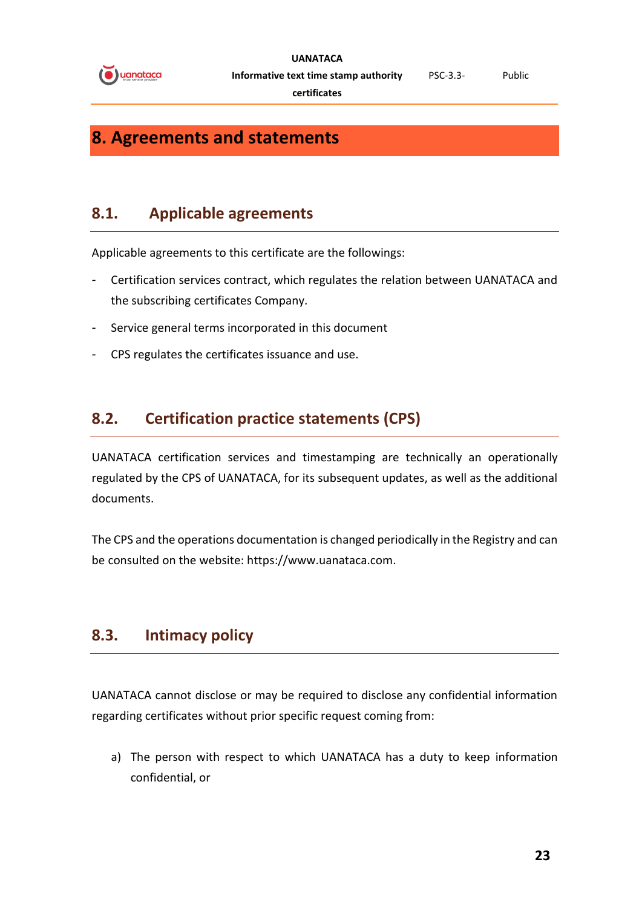# 8. Agreements and statements

## 8.1. Applicable agreements

Applicable agreements to this certificate are the followings:

- Certification services contract, which regulates the relation between UANATACA and the subscribing certificates Company.
- Service general terms incorporated in this document
- CPS regulates the certificates issuance and use.

## 8.2. Certification practice statements (CPS)

UANATACA certification services and timestamping are technically an operationally regulated by the CPS of UANATACA, for its subsequent updates, as well as the additional documents.

The CPS and the operations documentation is changed periodically in the Registry and can be consulted on the website: https://www.uanataca.com.

## 8.3. Intimacy policy

UANATACA cannot disclose or may be required to disclose any confidential information regarding certificates without prior specific request coming from:

a) The person with respect to which UANATACA has a duty to keep information confidential, or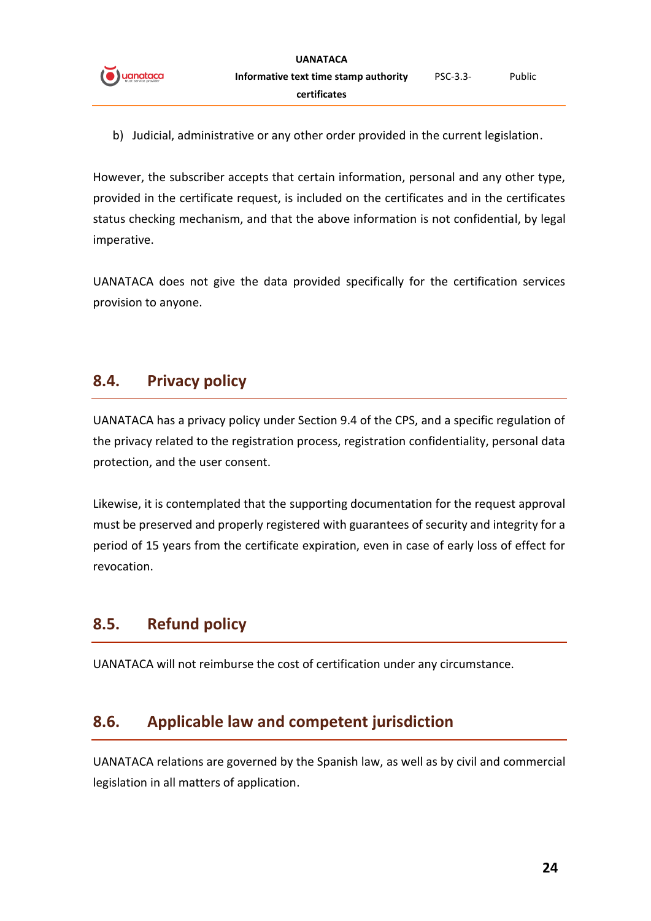b) Judicial, administrative or any other order provided in the current legislation.

However, the subscriber accepts that certain information, personal and any other type, provided in the certificate request, is included on the certificates and in the certificates status checking mechanism, and that the above information is not confidential, by legal imperative.

UANATACA does not give the data provided specifically for the certification services provision to anyone.

## 8.4. Privacy policy

UANATACA has a privacy policy under Section 9.4 of the CPS, and a specific regulation of the privacy related to the registration process, registration confidentiality, personal data protection, and the user consent.

Likewise, it is contemplated that the supporting documentation for the request approval must be preserved and properly registered with guarantees of security and integrity for a period of 15 years from the certificate expiration, even in case of early loss of effect for revocation.

## 8.5. Refund policy

UANATACA will not reimburse the cost of certification under any circumstance.

## 8.6. Applicable law and competent jurisdiction

UANATACA relations are governed by the Spanish law, as well as by civil and commercial legislation in all matters of application.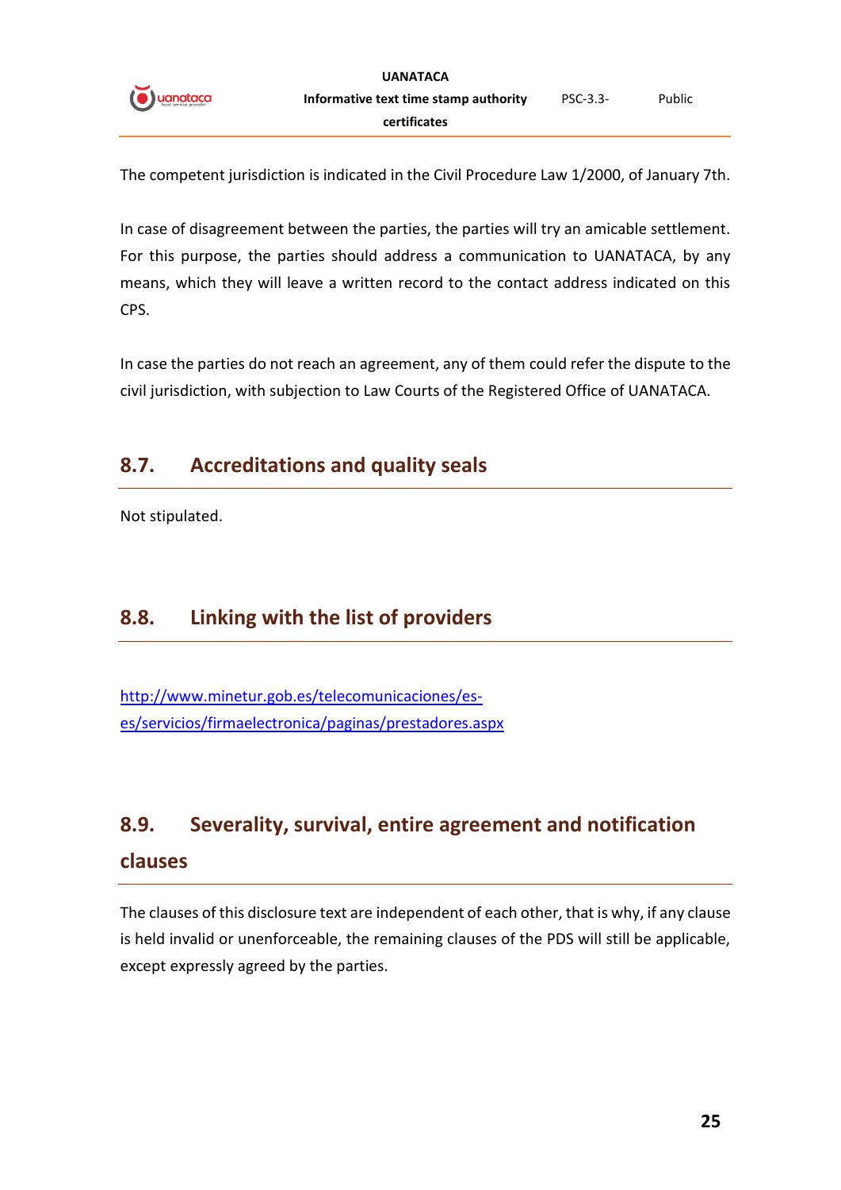The competent jurisdiction is indicated in the Civil Procedure Law 1/2000, of January 7th.

In case of disagreement between the parties, the parties will try an amicable settlement. For this purpose, the parties should address a communication to UANATACA, by any means, which they will leave a written record to the contact address indicated on this CPS.

In case the parties do not reach an agreement, any of them could refer the dispute to the civil jurisdiction, with subjection to Law Courts of the Registered Office of UANATACA.

## 8.7. Accreditations and quality seals

Not stipulated.

## 8.8. Linking with the list of providers

[http://www.minetur.gob.es/telecomunicaciones/es-es/servicios/firmaelectronica/paginas/prestadores.aspx](http://www.minetur.gob.es/telecomunicaciones/es-es/servicios/firmaelectronica/paginas/prestadores.aspx)

## 8.9. Severality, survival, entire agreement and notification clauses

The clauses of this disclosure text are independent of each other, that is why, if any clause is held invalid or unenforceable, the remaining clauses of the PDS will still be applicable, except expressly agreed by the parties.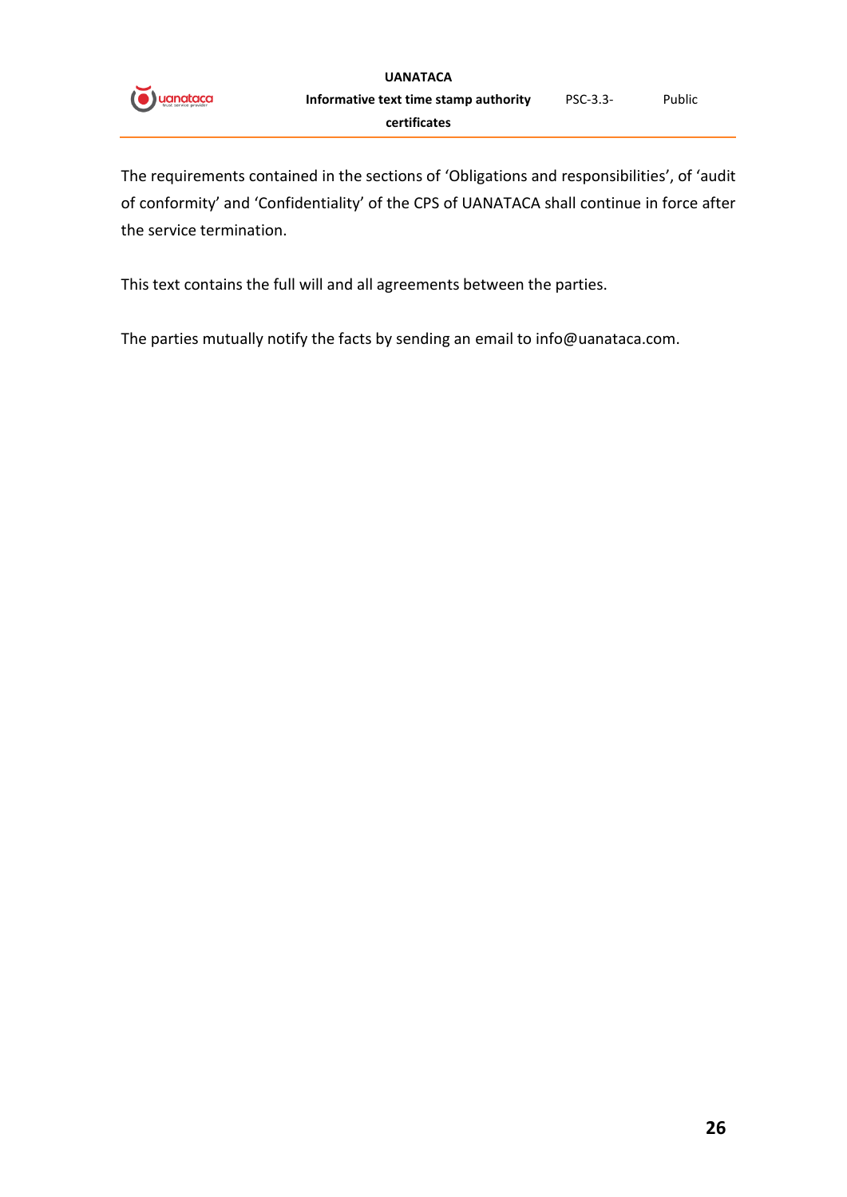The requirements contained in the sections of ‘Obligations and responsibilities’, of ‘audit of conformity’ and ‘Confidentiality’ of the CPS of UANATACA shall continue in force after the service termination.

This text contains the full will and all agreements between the parties.

The parties mutually notify the facts by sending an email to info@uanataca.com.